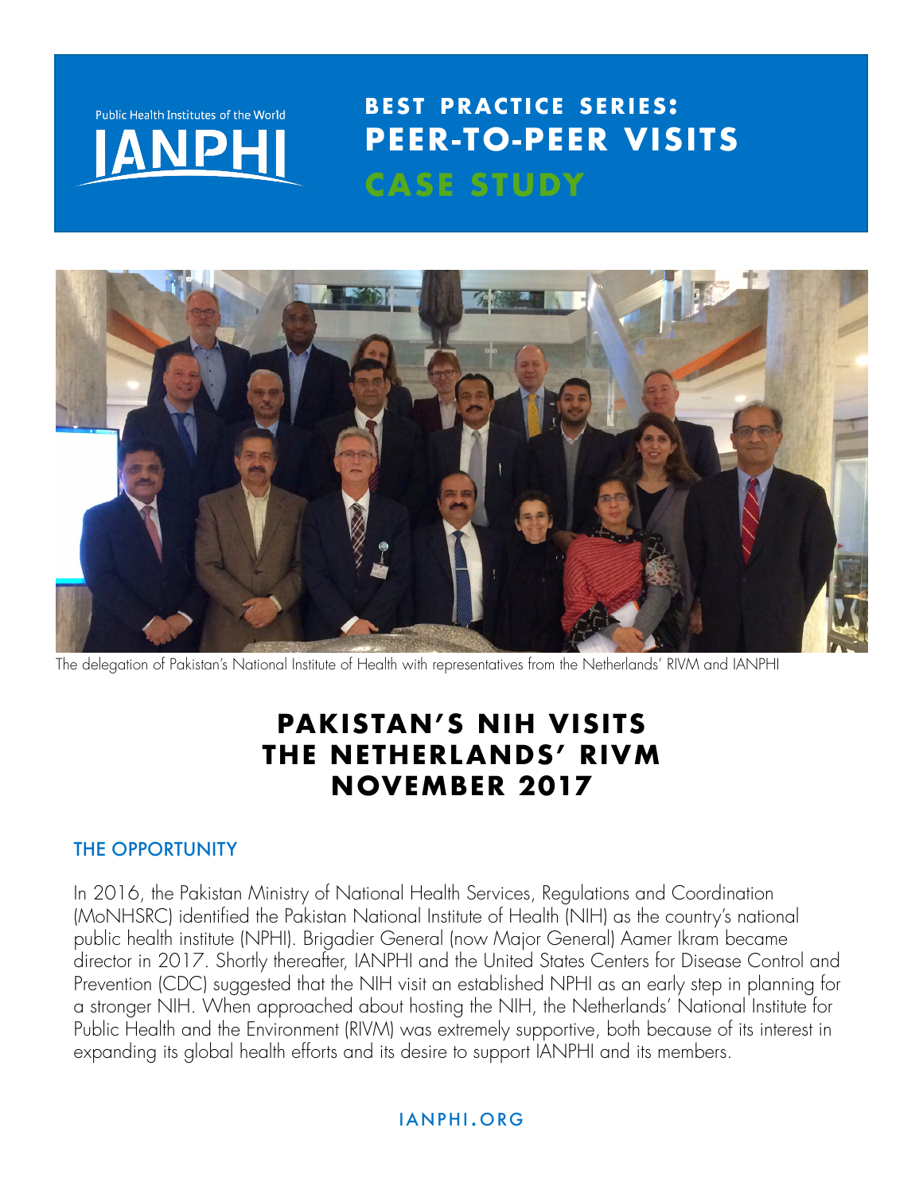Public Health Institutes of the World

IANPHI

# BEST PRACTICE SERIES: PEER-TO-PEER VISITS

## CASE STUDY

The delegation of Pakistan's National Institute of Health with representatives from the Netherlands' RIVM and IANPHI

# PAKISTAN'S NIH VISITS THE NETHERLANDS' RIVM NOVEMBER 2017

## THE OPPORTUNITY

In 2016, the Pakistan Ministry of National Health Services, Regulations and Coordination (MoNHSRC) identified the Pakistan National Institute of Health (NIH) as the country's national public health institute (NPHI). Brigadier General (now Major General) Aamer Ikram became director in 2017. Shortly thereafter, IANPHI and the United States Centers for Disease Control and Prevention (CDC) suggested that the NIH visit an established NPHI as an early step in planning for a stronger NIH. When approached about hosting the NIH, the Netherlands' National Institute for Public Health and the Environment (RIVM) was extremely supportive, both because of its interest in expanding its global health efforts and its desire to support IANPHI and its members.

IANPHI.ORG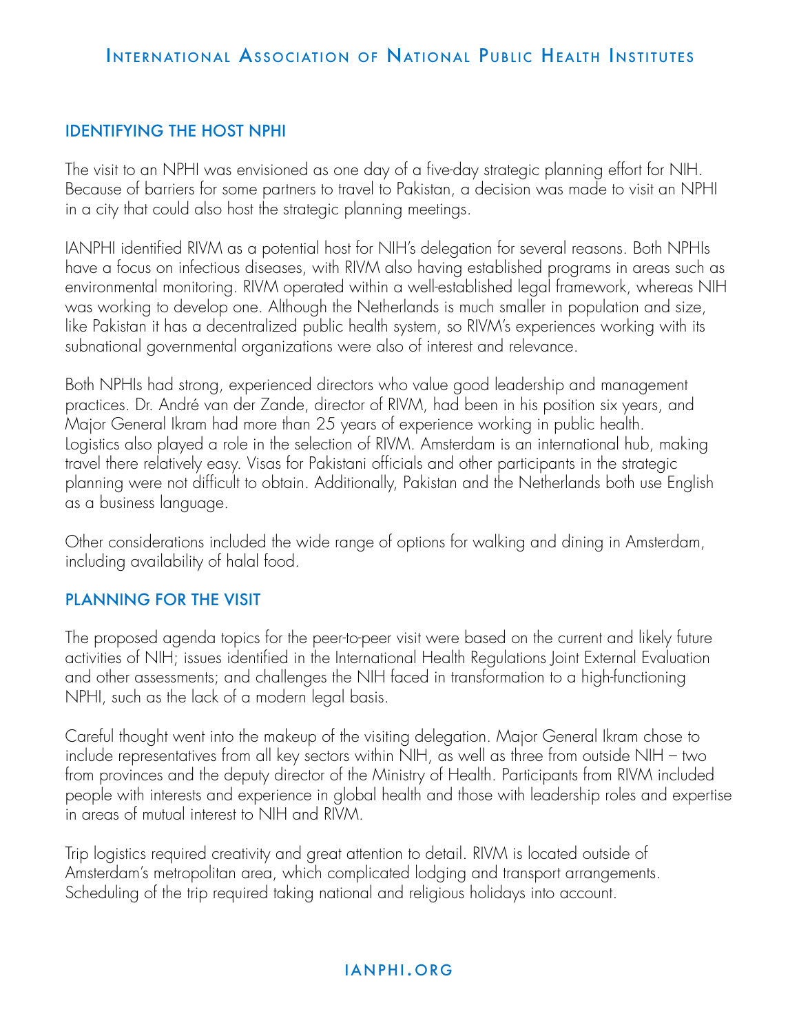## IDENTIFYING THE HOST NPHI

The visit to an NPHI was envisioned as one day of a five-day strategic planning effort for NIH. Because of barriers for some partners to travel to Pakistan, a decision was made to visit an NPHI in a city that could also host the strategic planning meetings.

IANPHI identified RIVM as a potential host for NIH's delegation for several reasons. Both NPHIs have a focus on infectious diseases, with RIVM also having established programs in areas such as environmental monitoring. RIVM operated within a well-established legal framework, whereas NIH was working to develop one. Although the Netherlands is much smaller in population and size, like Pakistan it has a decentralized public health system, so RIVM's experiences working with its subnational governmental organizations were also of interest and relevance.

Both NPHIs had strong, experienced directors who value good leadership and management practices. Dr. André van der Zande, director of RIVM, had been in his position six years, and Major General Ikram had more than 25 years of experience working in public health. Logistics also played a role in the selection of RIVM. Amsterdam is an international hub, making travel there relatively easy. Visas for Pakistani officials and other participants in the strategic planning were not difficult to obtain. Additionally, Pakistan and the Netherlands both use English as a business language.

Other considerations included the wide range of options for walking and dining in Amsterdam, including availability of halal food.

## PLANNING FOR THE VISIT

The proposed agenda topics for the peer-to-peer visit were based on the current and likely future activities of NIH; issues identified in the International Health Regulations Joint External Evaluation and other assessments; and challenges the NIH faced in transformation to a high-functioning NPHI, such as the lack of a modern legal basis.

Careful thought went into the makeup of the visiting delegation. Major General Ikram chose to include representatives from all key sectors within NIH, as well as three from outside NIH – two from provinces and the deputy director of the Ministry of Health. Participants from RIVM included people with interests and experience in global health and those with leadership roles and expertise in areas of mutual interest to NIH and RIVM.

Trip logistics required creativity and great attention to detail. RIVM is located outside of Amsterdam's metropolitan area, which complicated lodging and transport arrangements. Scheduling of the trip required taking national and religious holidays into account.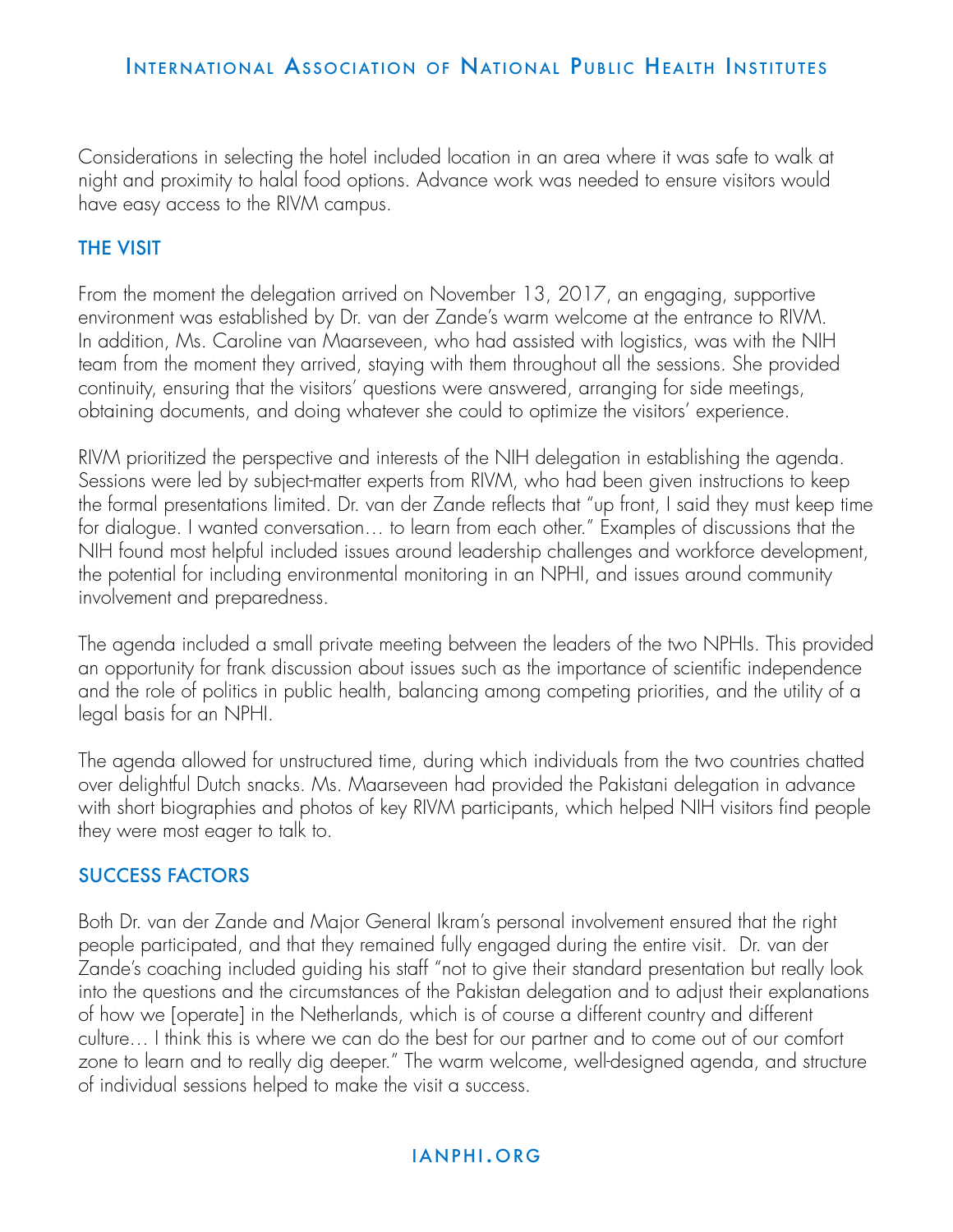Considerations in selecting the hotel included location in an area where it was safe to walk at night and proximity to halal food options. Advance work was needed to ensure visitors would have easy access to the RIVM campus.

## THE VISIT

From the moment the delegation arrived on November 13, 2017, an engaging, supportive environment was established by Dr. van der Zande's warm welcome at the entrance to RIVM. In addition, Ms. Caroline van Maarseveen, who had assisted with logistics, was with the NIH team from the moment they arrived, staying with them throughout all the sessions. She provided continuity, ensuring that the visitors' questions were answered, arranging for side meetings, obtaining documents, and doing whatever she could to optimize the visitors' experience.

RIVM prioritized the perspective and interests of the NIH delegation in establishing the agenda. Sessions were led by subject-matter experts from RIVM, who had been given instructions to keep the formal presentations limited. Dr. van der Zande reflects that "up front, I said they must keep time for dialogue. I wanted conversation… to learn from each other." Examples of discussions that the NIH found most helpful included issues around leadership challenges and workforce development, the potential for including environmental monitoring in an NPHI, and issues around community involvement and preparedness.

The agenda included a small private meeting between the leaders of the two NPHIs. This provided an opportunity for frank discussion about issues such as the importance of scientific independence and the role of politics in public health, balancing among competing priorities, and the utility of a legal basis for an NPHI.

The agenda allowed for unstructured time, during which individuals from the two countries chatted over delightful Dutch snacks. Ms. Maarseveen had provided the Pakistani delegation in advance with short biographies and photos of key RIVM participants, which helped NIH visitors find people they were most eager to talk to.

## SUCCESS FACTORS

Both Dr. van der Zande and Major General Ikram's personal involvement ensured that the right people participated, and that they remained fully engaged during the entire visit. Dr. van der Zande's coaching included guiding his staff "not to give their standard presentation but really look into the questions and the circumstances of the Pakistan delegation and to adjust their explanations of how we [operate] in the Netherlands, which is of course a different country and different culture… I think this is where we can do the best for our partner and to come out of our comfort zone to learn and to really dig deeper." The warm welcome, well-designed agenda, and structure of individual sessions helped to make the visit a success.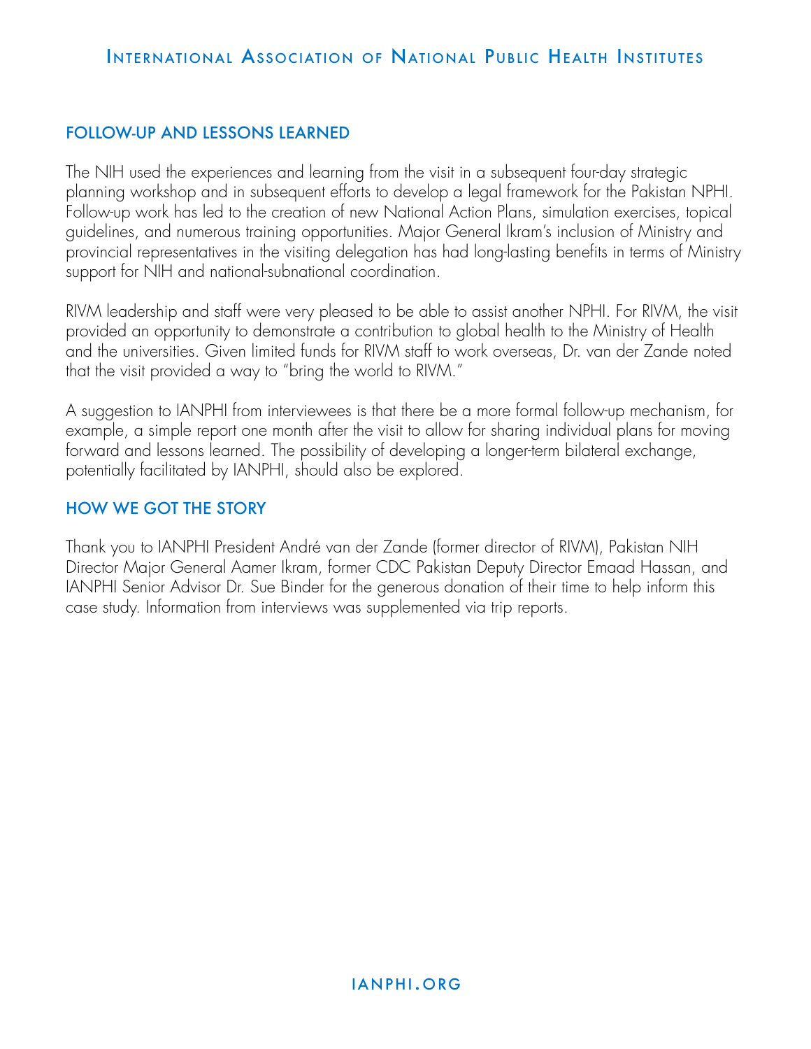## FOLLOW-UP AND LESSONS LEARNED

The NIH used the experiences and learning from the visit in a subsequent four-day strategic planning workshop and in subsequent efforts to develop a legal framework for the Pakistan NPHI. Follow-up work has led to the creation of new National Action Plans, simulation exercises, topical guidelines, and numerous training opportunities. Major General Ikram's inclusion of Ministry and provincial representatives in the visiting delegation has had long-lasting benefits in terms of Ministry support for NIH and national-subnational coordination.

RIVM leadership and staff were very pleased to be able to assist another NPHI. For RIVM, the visit provided an opportunity to demonstrate a contribution to global health to the Ministry of Health and the universities. Given limited funds for RIVM staff to work overseas, Dr. van der Zande noted that the visit provided a way to "bring the world to RIVM."

A suggestion to IANPHI from interviewees is that there be a more formal follow-up mechanism, for example, a simple report one month after the visit to allow for sharing individual plans for moving forward and lessons learned. The possibility of developing a longer-term bilateral exchange, potentially facilitated by IANPHI, should also be explored.

## HOW WE GOT THE STORY

Thank you to IANPHI President André van der Zande (former director of RIVM), Pakistan NIH Director Major General Aamer Ikram, former CDC Pakistan Deputy Director Emaad Hassan, and IANPHI Senior Advisor Dr. Sue Binder for the generous donation of their time to help inform this case study. Information from interviews was supplemented via trip reports.